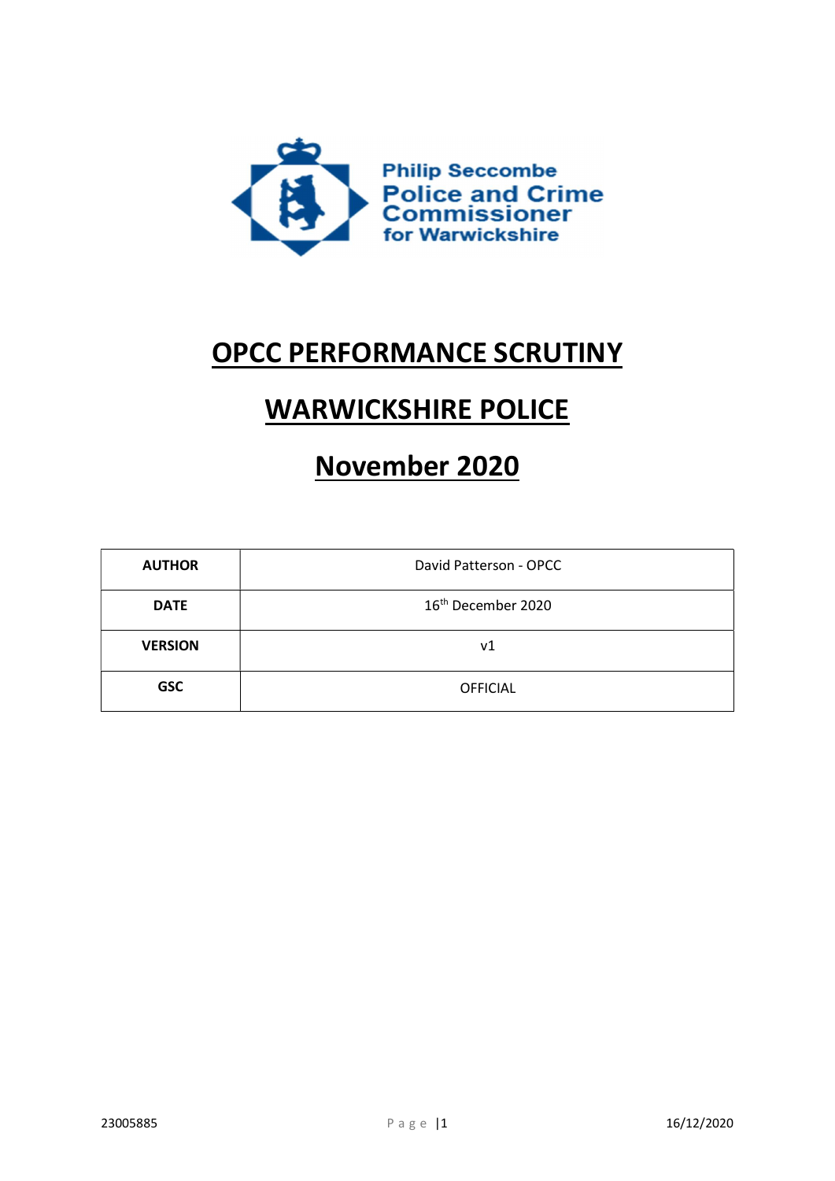Philip Seccombe
Police and Crime Commissioner
for Warwickshire

# OPCC PERFORMANCE SCRUTINY

# WARWICKSHIRE POLICE

# November 2020

| AUTHOR | David Patterson - OPCC |
|---|---|
| DATE | 16th December 2020 |
| VERSION | v1 |
| GSC | OFFICIAL |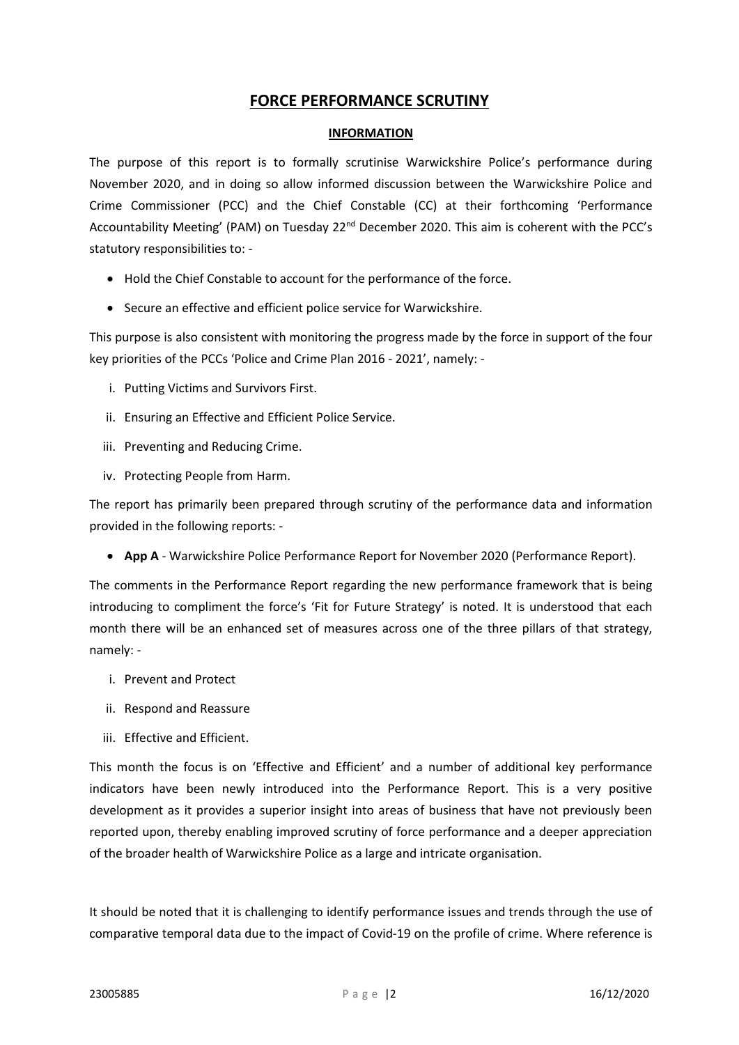# FORCE PERFORMANCE SCRUTINY

## INFORMATION

The purpose of this report is to formally scrutinise Warwickshire Police's performance during November 2020, and in doing so allow informed discussion between the Warwickshire Police and Crime Commissioner (PCC) and the Chief Constable (CC) at their forthcoming 'Performance Accountability Meeting' (PAM) on Tuesday 22nd December 2020. This aim is coherent with the PCC's statutory responsibilities to: -

- Hold the Chief Constable to account for the performance of the force.
- Secure an effective and efficient police service for Warwickshire.

This purpose is also consistent with monitoring the progress made by the force in support of the four key priorities of the PCCs 'Police and Crime Plan 2016 - 2021', namely: -

i. Putting Victims and Survivors First.
ii. Ensuring an Effective and Efficient Police Service.
iii. Preventing and Reducing Crime.
iv. Protecting People from Harm.

The report has primarily been prepared through scrutiny of the performance data and information provided in the following reports: -

- **App A** - Warwickshire Police Performance Report for November 2020 (Performance Report).

The comments in the Performance Report regarding the new performance framework that is being introducing to compliment the force's 'Fit for Future Strategy' is noted. It is understood that each month there will be an enhanced set of measures across one of the three pillars of that strategy, namely: -

i. Prevent and Protect
ii. Respond and Reassure
iii. Effective and Efficient.

This month the focus is on 'Effective and Efficient' and a number of additional key performance indicators have been newly introduced into the Performance Report. This is a very positive development as it provides a superior insight into areas of business that have not previously been reported upon, thereby enabling improved scrutiny of force performance and a deeper appreciation of the broader health of Warwickshire Police as a large and intricate organisation.

It should be noted that it is challenging to identify performance issues and trends through the use of comparative temporal data due to the impact of Covid-19 on the profile of crime. Where reference is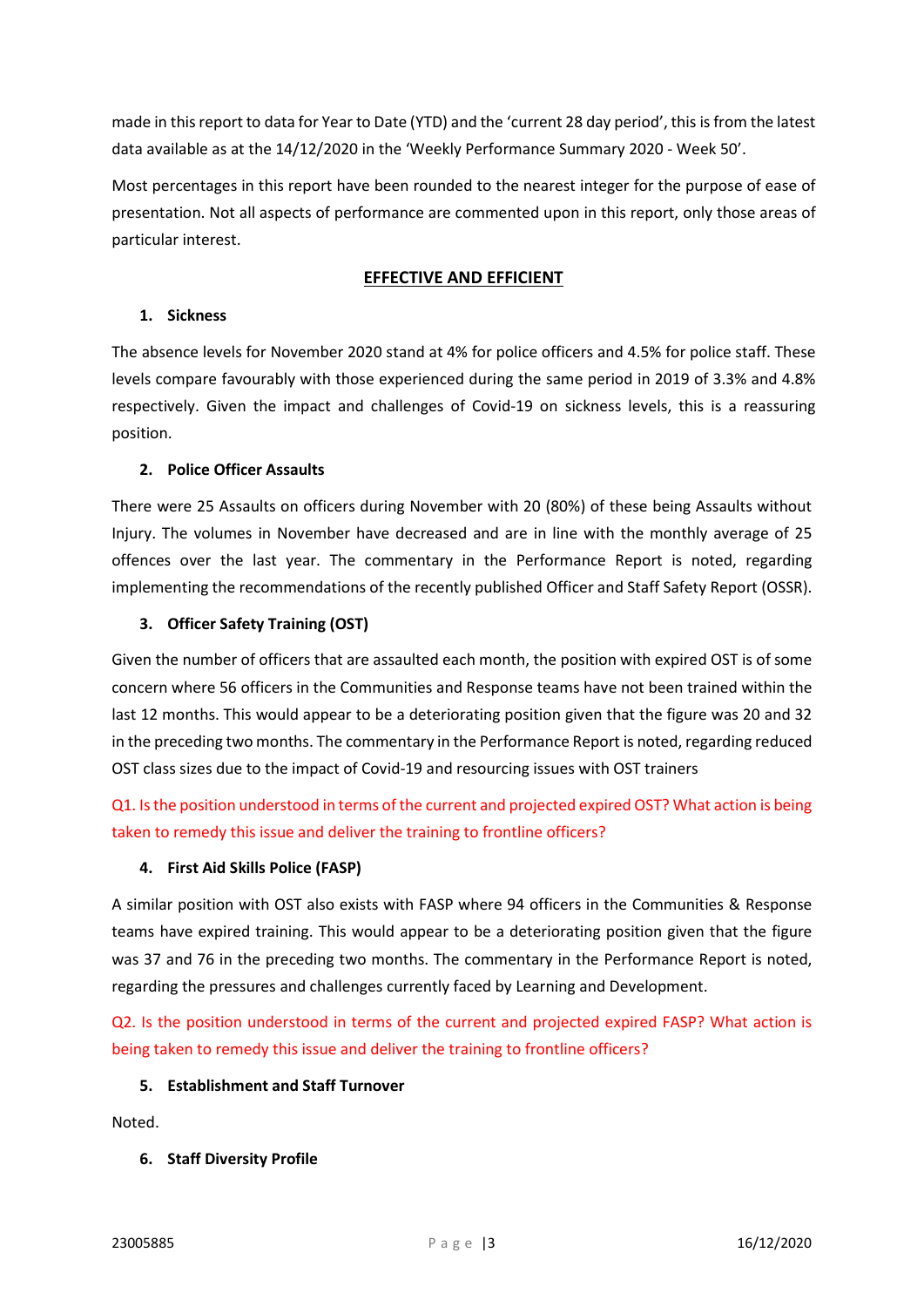made in this report to data for Year to Date (YTD) and the 'current 28 day period', this is from the latest data available as at the 14/12/2020 in the 'Weekly Performance Summary 2020 - Week 50'.

Most percentages in this report have been rounded to the nearest integer for the purpose of ease of presentation. Not all aspects of performance are commented upon in this report, only those areas of particular interest.

## EFFECTIVE AND EFFICIENT

### 1. Sickness

The absence levels for November 2020 stand at 4% for police officers and 4.5% for police staff. These levels compare favourably with those experienced during the same period in 2019 of 3.3% and 4.8% respectively. Given the impact and challenges of Covid-19 on sickness levels, this is a reassuring position.

### 2. Police Officer Assaults

There were 25 Assaults on officers during November with 20 (80%) of these being Assaults without Injury. The volumes in November have decreased and are in line with the monthly average of 25 offences over the last year. The commentary in the Performance Report is noted, regarding implementing the recommendations of the recently published Officer and Staff Safety Report (OSSR).

### 3. Officer Safety Training (OST)

Given the number of officers that are assaulted each month, the position with expired OST is of some concern where 56 officers in the Communities and Response teams have not been trained within the last 12 months. This would appear to be a deteriorating position given that the figure was 20 and 32 in the preceding two months. The commentary in the Performance Report is noted, regarding reduced OST class sizes due to the impact of Covid-19 and resourcing issues with OST trainers

Q1. Is the position understood in terms of the current and projected expired OST? What action is being taken to remedy this issue and deliver the training to frontline officers?

### 4. First Aid Skills Police (FASP)

A similar position with OST also exists with FASP where 94 officers in the Communities & Response teams have expired training. This would appear to be a deteriorating position given that the figure was 37 and 76 in the preceding two months. The commentary in the Performance Report is noted, regarding the pressures and challenges currently faced by Learning and Development.

Q2. Is the position understood in terms of the current and projected expired FASP? What action is being taken to remedy this issue and deliver the training to frontline officers?

### 5. Establishment and Staff Turnover

Noted.

### 6. Staff Diversity Profile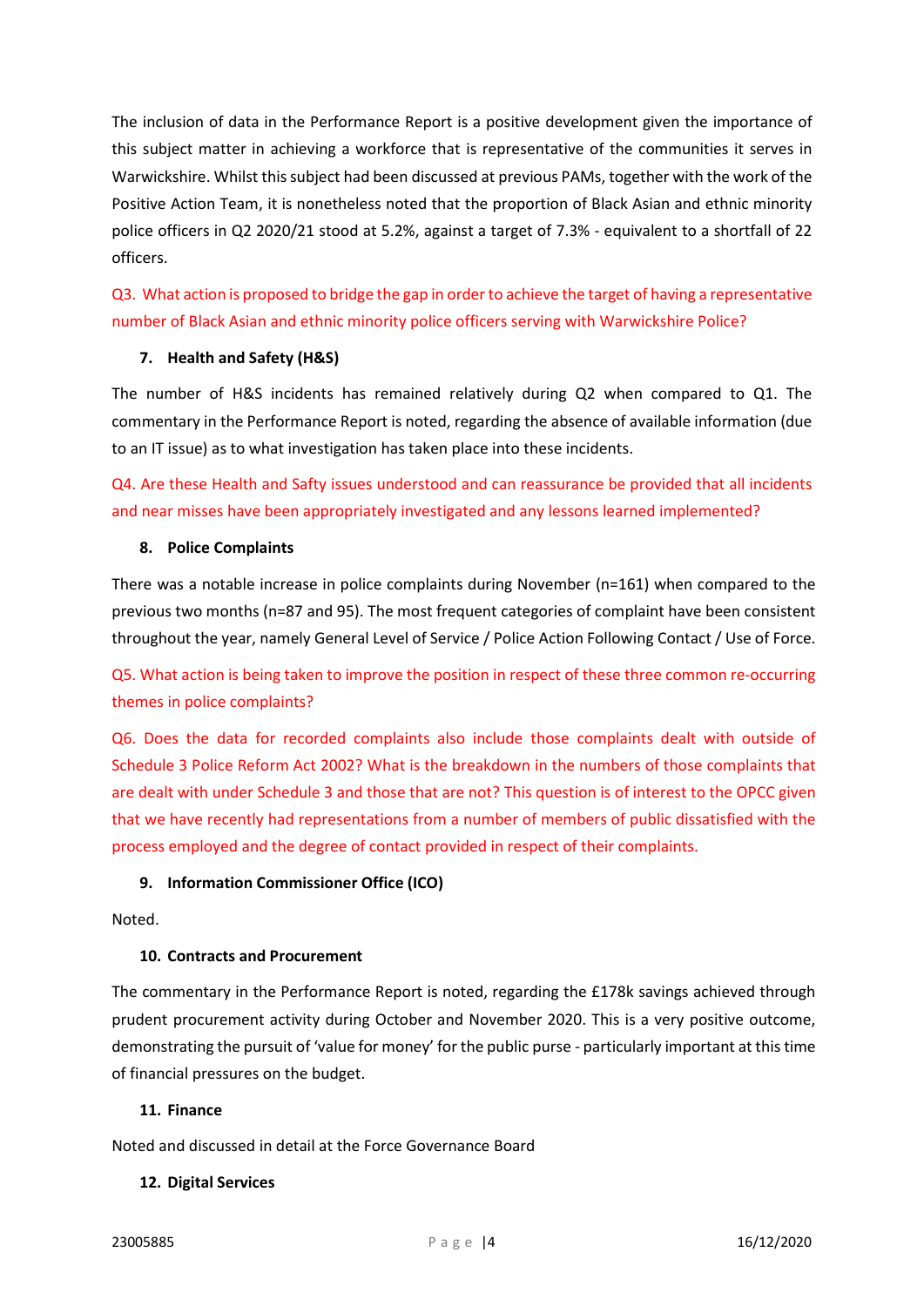The inclusion of data in the Performance Report is a positive development given the importance of this subject matter in achieving a workforce that is representative of the communities it serves in Warwickshire. Whilst this subject had been discussed at previous PAMs, together with the work of the Positive Action Team, it is nonetheless noted that the proportion of Black Asian and ethnic minority police officers in Q2 2020/21 stood at 5.2%, against a target of 7.3% - equivalent to a shortfall of 22 officers.

Q3. What action is proposed to bridge the gap in order to achieve the target of having a representative number of Black Asian and ethnic minority police officers serving with Warwickshire Police?

**7. Health and Safety (H&S)**

The number of H&S incidents has remained relatively during Q2 when compared to Q1. The commentary in the Performance Report is noted, regarding the absence of available information (due to an IT issue) as to what investigation has taken place into these incidents.

Q4. Are these Health and Safty issues understood and can reassurance be provided that all incidents and near misses have been appropriately investigated and any lessons learned implemented?

**8. Police Complaints**

There was a notable increase in police complaints during November (n=161) when compared to the previous two months (n=87 and 95). The most frequent categories of complaint have been consistent throughout the year, namely General Level of Service / Police Action Following Contact / Use of Force.

Q5. What action is being taken to improve the position in respect of these three common re-occurring themes in police complaints?

Q6. Does the data for recorded complaints also include those complaints dealt with outside of Schedule 3 Police Reform Act 2002? What is the breakdown in the numbers of those complaints that are dealt with under Schedule 3 and those that are not? This question is of interest to the OPCC given that we have recently had representations from a number of members of public dissatisfied with the process employed and the degree of contact provided in respect of their complaints.

**9. Information Commissioner Office (ICO)**

Noted.

**10. Contracts and Procurement**

The commentary in the Performance Report is noted, regarding the £178k savings achieved through prudent procurement activity during October and November 2020. This is a very positive outcome, demonstrating the pursuit of 'value for money' for the public purse - particularly important at this time of financial pressures on the budget.

**11. Finance**

Noted and discussed in detail at the Force Governance Board

**12. Digital Services**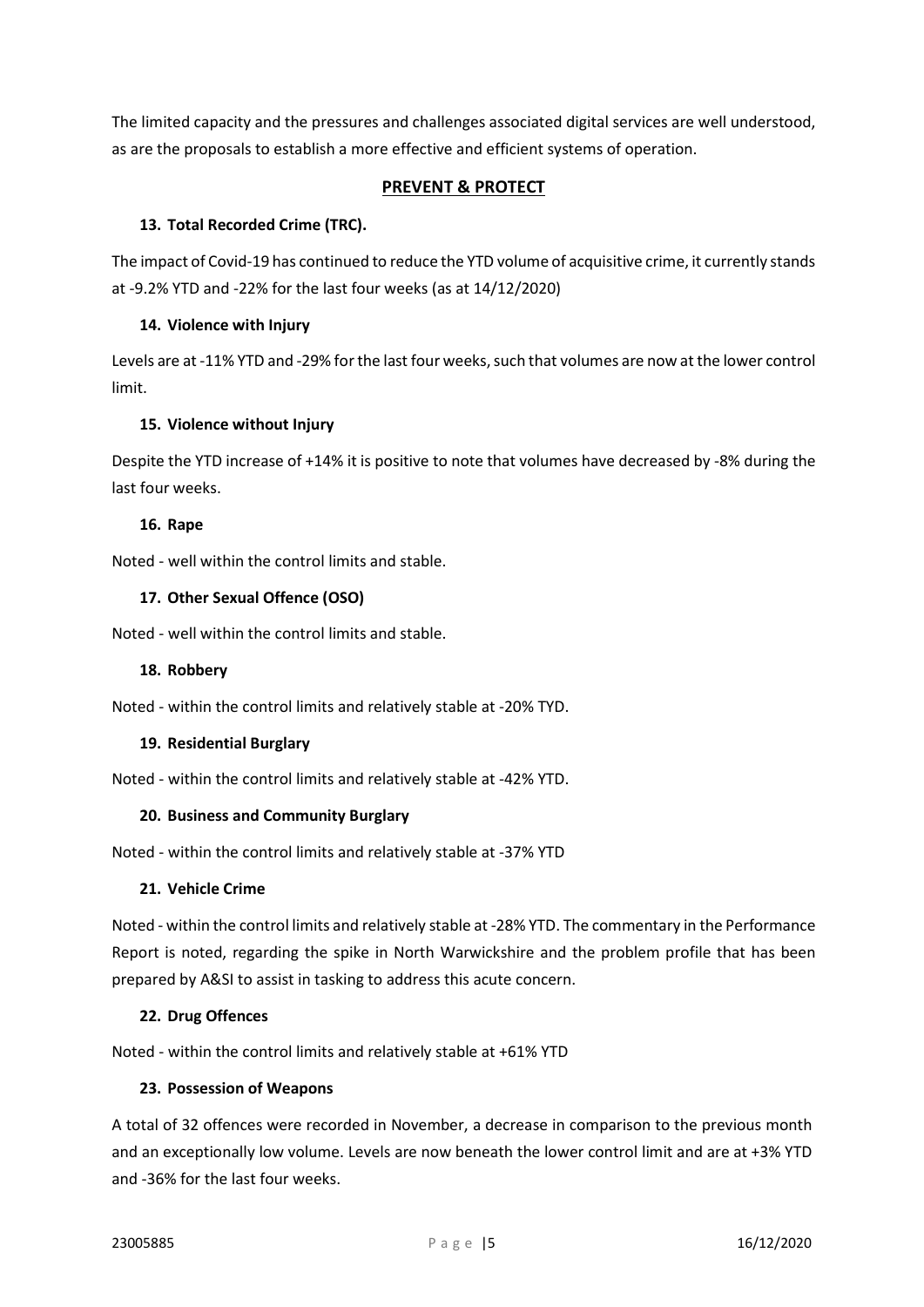The limited capacity and the pressures and challenges associated digital services are well understood, as are the proposals to establish a more effective and efficient systems of operation.

## PREVENT & PROTECT

### 13. Total Recorded Crime (TRC).

The impact of Covid-19 has continued to reduce the YTD volume of acquisitive crime, it currently stands at -9.2% YTD and -22% for the last four weeks (as at 14/12/2020)

### 14. Violence with Injury

Levels are at -11% YTD and -29% for the last four weeks, such that volumes are now at the lower control limit.

### 15. Violence without Injury

Despite the YTD increase of +14% it is positive to note that volumes have decreased by -8% during the last four weeks.

### 16. Rape

Noted - well within the control limits and stable.

### 17. Other Sexual Offence (OSO)

Noted - well within the control limits and stable.

### 18. Robbery

Noted - within the control limits and relatively stable at -20% TYD.

### 19. Residential Burglary

Noted - within the control limits and relatively stable at -42% YTD.

### 20. Business and Community Burglary

Noted - within the control limits and relatively stable at -37% YTD

### 21. Vehicle Crime

Noted - within the control limits and relatively stable at -28% YTD. The commentary in the Performance Report is noted, regarding the spike in North Warwickshire and the problem profile that has been prepared by A&SI to assist in tasking to address this acute concern.

### 22. Drug Offences

Noted - within the control limits and relatively stable at +61% YTD

### 23. Possession of Weapons

A total of 32 offences were recorded in November, a decrease in comparison to the previous month and an exceptionally low volume. Levels are now beneath the lower control limit and are at +3% YTD and -36% for the last four weeks.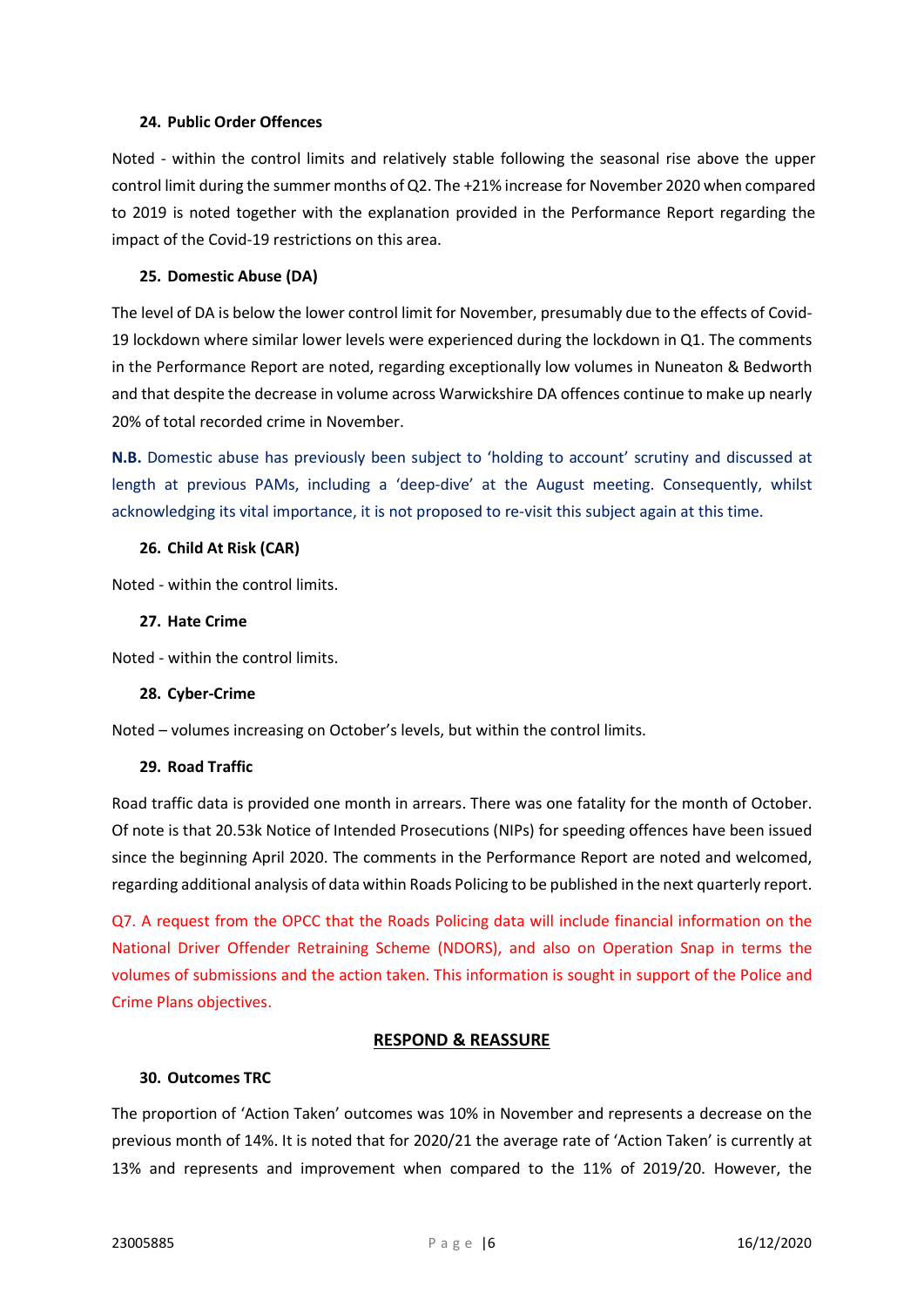**24. Public Order Offences**

Noted - within the control limits and relatively stable following the seasonal rise above the upper control limit during the summer months of Q2. The +21% increase for November 2020 when compared to 2019 is noted together with the explanation provided in the Performance Report regarding the impact of the Covid-19 restrictions on this area.

**25. Domestic Abuse (DA)**

The level of DA is below the lower control limit for November, presumably due to the effects of Covid-19 lockdown where similar lower levels were experienced during the lockdown in Q1. The comments in the Performance Report are noted, regarding exceptionally low volumes in Nuneaton & Bedworth and that despite the decrease in volume across Warwickshire DA offences continue to make up nearly 20% of total recorded crime in November.

**N.B.** Domestic abuse has previously been subject to 'holding to account' scrutiny and discussed at length at previous PAMs, including a 'deep-dive' at the August meeting. Consequently, whilst acknowledging its vital importance, it is not proposed to re-visit this subject again at this time.

**26. Child At Risk (CAR)**

Noted - within the control limits.

**27. Hate Crime**

Noted - within the control limits.

**28. Cyber-Crime**

Noted – volumes increasing on October's levels, but within the control limits.

**29. Road Traffic**

Road traffic data is provided one month in arrears. There was one fatality for the month of October. Of note is that 20.53k Notice of Intended Prosecutions (NIPs) for speeding offences have been issued since the beginning April 2020. The comments in the Performance Report are noted and welcomed, regarding additional analysis of data within Roads Policing to be published in the next quarterly report.

Q7. A request from the OPCC that the Roads Policing data will include financial information on the National Driver Offender Retraining Scheme (NDORS), and also on Operation Snap in terms the volumes of submissions and the action taken. This information is sought in support of the Police and Crime Plans objectives.

## RESPOND & REASSURE

**30. Outcomes TRC**

The proportion of 'Action Taken' outcomes was 10% in November and represents a decrease on the previous month of 14%. It is noted that for 2020/21 the average rate of 'Action Taken' is currently at 13% and represents and improvement when compared to the 11% of 2019/20. However, the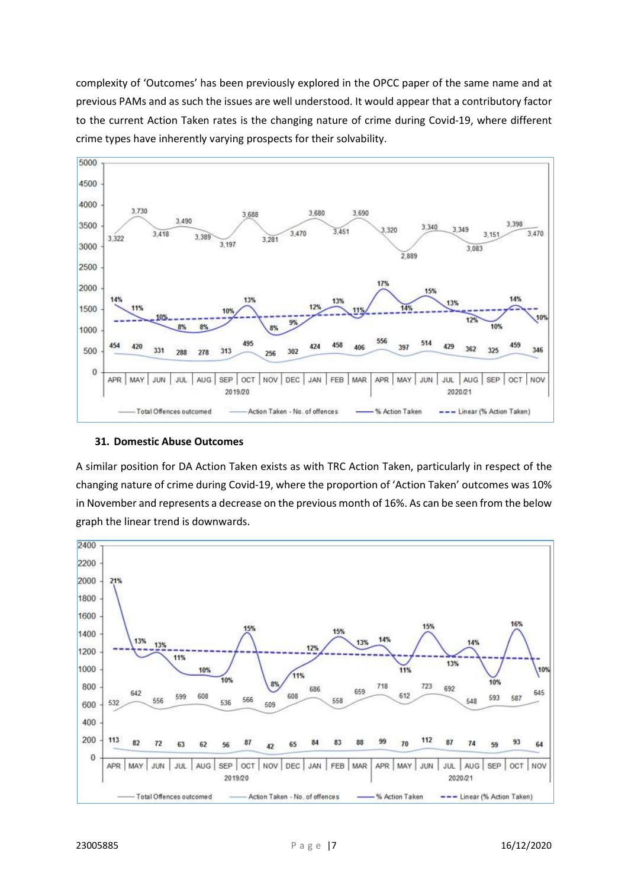complexity of 'Outcomes' has been previously explored in the OPCC paper of the same name and at previous PAMs and as such the issues are well understood. It would appear that a contributory factor to the current Action Taken rates is the changing nature of crime during Covid-19, where different crime types have inherently varying prospects for their solvability.

| | APR | MAY | JUN | JUL | AUG | SEP | OCT | NOV | DEC | JAN | FEB | MAR | APR | MAY | JUN | JUL | AUG | SEP | OCT | NOV |
|---|---|---|---|---|---|---|---|---|---|---|---|---|---|---|---|---|---|---|---|---|
| Year | 2019/20 | | | | | | | | | | | | 2020/21 | | | | | | | |
| Total Offences outcomed | 3,322 | 3,730 | 3,418 | 3,490 | 3,389 | 3,197 | 3,688 | 3,281 | 3,470 | 3,680 | 3,451 | 3,690 | 3,320 | 2,889 | 3,340 | 3,349 | 3,083 | 3,151 | 3,398 | 3,470 |
| Action Taken - No. of offences | 454 | 420 | 331 | 288 | 278 | 313 | 495 | 256 | 302 | 424 | 458 | 406 | 556 | 397 | 514 | 429 | 362 | 325 | 459 | 346 |
| % Action Taken | 14% | 11% | 10% | 8% | 8% | 10% | 13% | 8% | 9% | 12% | 13% | 11% | 17% | 14% | 15% | 13% | 12% | 10% | 14% | 10% |

### 31. Domestic Abuse Outcomes

A similar position for DA Action Taken exists as with TRC Action Taken, particularly in respect of the changing nature of crime during Covid-19, where the proportion of 'Action Taken' outcomes was 10% in November and represents a decrease on the previous month of 16%. As can be seen from the below graph the linear trend is downwards.

| | APR | MAY | JUN | JUL | AUG | SEP | OCT | NOV | DEC | JAN | FEB | MAR | APR | MAY | JUN | JUL | AUG | SEP | OCT | NOV |
|---|---|---|---|---|---|---|---|---|---|---|---|---|---|---|---|---|---|---|---|---|
| Year | 2019/20 | | | | | | | | | | | | 2020/21 | | | | | | | |
| Total Offences outcomed | 532 | 642 | 556 | 599 | 608 | 536 | 566 | 509 | 608 | 686 | 558 | 659 | 718 | 612 | 723 | 692 | 548 | 593 | 587 | 645 |
| Action Taken - No. of offences | 113 | 82 | 72 | 63 | 62 | 56 | 87 | 42 | 65 | 84 | 83 | 88 | 99 | 70 | 112 | 87 | 74 | 59 | 93 | 64 |
| % Action Taken | 21% | 13% | 13% | 11% | 10% | 10% | 15% | 8% | 11% | 12% | 15% | 13% | 14% | 11% | 15% | 13% | 14% | 10% | 16% | 10% |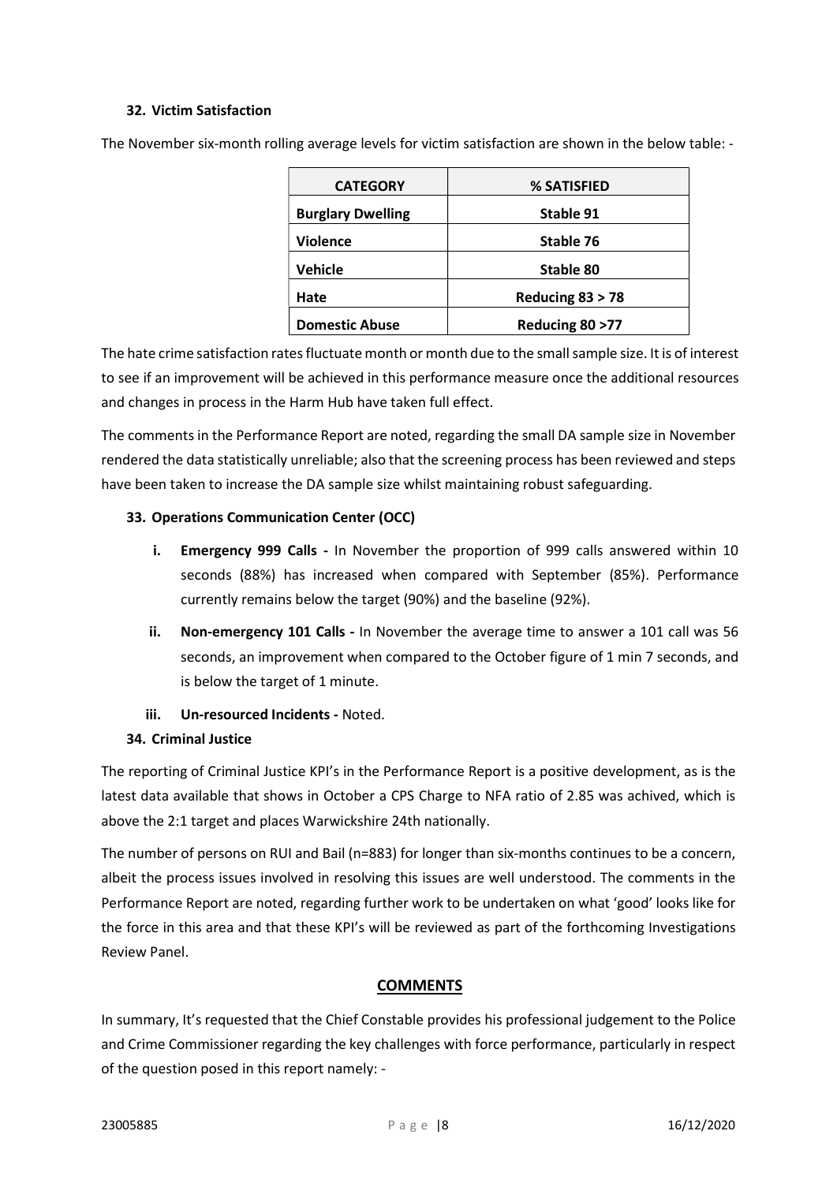### 32. Victim Satisfaction

The November six-month rolling average levels for victim satisfaction are shown in the below table: -

| CATEGORY | % SATISFIED |
|---|---|
| **Burglary Dwelling** | **Stable 91** |
| **Violence** | **Stable 76** |
| **Vehicle** | **Stable 80** |
| **Hate** | **Reducing 83 > 78** |
| **Domestic Abuse** | **Reducing 80 >77** |

The hate crime satisfaction rates fluctuate month or month due to the small sample size. It is of interest to see if an improvement will be achieved in this performance measure once the additional resources and changes in process in the Harm Hub have taken full effect.

The comments in the Performance Report are noted, regarding the small DA sample size in November rendered the data statistically unreliable; also that the screening process has been reviewed and steps have been taken to increase the DA sample size whilst maintaining robust safeguarding.

### 33. Operations Communication Center (OCC)

- **i. Emergency 999 Calls -** In November the proportion of 999 calls answered within 10 seconds (88%) has increased when compared with September (85%). Performance currently remains below the target (90%) and the baseline (92%).
- **ii. Non-emergency 101 Calls -** In November the average time to answer a 101 call was 56 seconds, an improvement when compared to the October figure of 1 min 7 seconds, and is below the target of 1 minute.
- **iii. Un-resourced Incidents -** Noted.

### 34. Criminal Justice

The reporting of Criminal Justice KPI's in the Performance Report is a positive development, as is the latest data available that shows in October a CPS Charge to NFA ratio of 2.85 was achived, which is above the 2:1 target and places Warwickshire 24th nationally.

The number of persons on RUI and Bail (n=883) for longer than six-months continues to be a concern, albeit the process issues involved in resolving this issues are well understood. The comments in the Performance Report are noted, regarding further work to be undertaken on what 'good' looks like for the force in this area and that these KPI's will be reviewed as part of the forthcoming Investigations Review Panel.

## COMMENTS

In summary, It's requested that the Chief Constable provides his professional judgement to the Police and Crime Commissioner regarding the key challenges with force performance, particularly in respect of the question posed in this report namely: -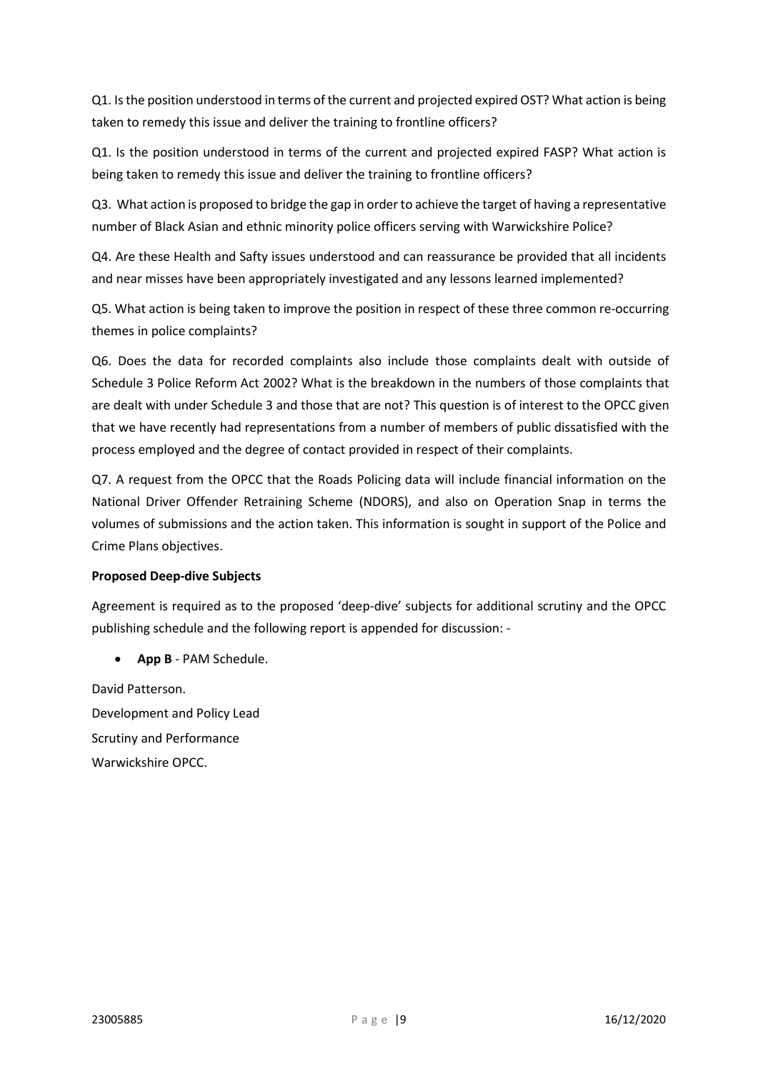Q1. Is the position understood in terms of the current and projected expired OST? What action is being taken to remedy this issue and deliver the training to frontline officers?

Q1. Is the position understood in terms of the current and projected expired FASP? What action is being taken to remedy this issue and deliver the training to frontline officers?

Q3. What action is proposed to bridge the gap in order to achieve the target of having a representative number of Black Asian and ethnic minority police officers serving with Warwickshire Police?

Q4. Are these Health and Safty issues understood and can reassurance be provided that all incidents and near misses have been appropriately investigated and any lessons learned implemented?

Q5. What action is being taken to improve the position in respect of these three common re-occurring themes in police complaints?

Q6. Does the data for recorded complaints also include those complaints dealt with outside of Schedule 3 Police Reform Act 2002? What is the breakdown in the numbers of those complaints that are dealt with under Schedule 3 and those that are not? This question is of interest to the OPCC given that we have recently had representations from a number of members of public dissatisfied with the process employed and the degree of contact provided in respect of their complaints.

Q7. A request from the OPCC that the Roads Policing data will include financial information on the National Driver Offender Retraining Scheme (NDORS), and also on Operation Snap in terms the volumes of submissions and the action taken. This information is sought in support of the Police and Crime Plans objectives.

**Proposed Deep-dive Subjects**

Agreement is required as to the proposed 'deep-dive' subjects for additional scrutiny and the OPCC publishing schedule and the following report is appended for discussion: -

- **App B** - PAM Schedule.

David Patterson.
Development and Policy Lead
Scrutiny and Performance
Warwickshire OPCC.